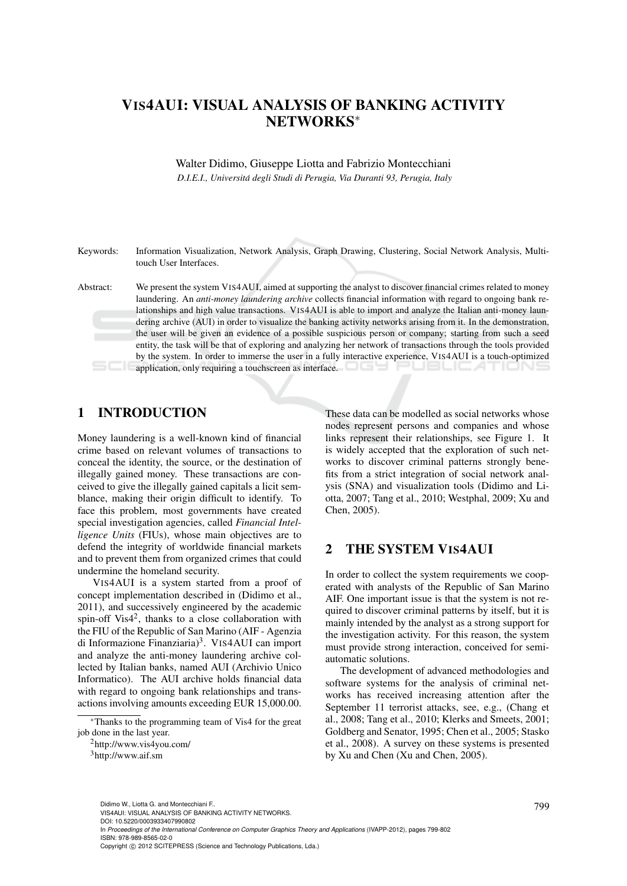# VIS4AUI: VISUAL ANALYSIS OF BANKING ACTIVITY NETWORKS*

Walter Didimo, Giuseppe Liotta and Fabrizio Montecchiani

*D.I.E.I., Universitá degli Studi di Perugia, Via Duranti 93, Perugia, Italy*

Keywords: Information Visualization, Network Analysis, Graph Drawing, Clustering, Social Network Analysis, Multi-touch User Interfaces.

Abstract: We present the system VIS4AUI, aimed at supporting the analyst to discover financial crimes related to money laundering. An *anti-money laundering archive* collects financial information with regard to ongoing bank relationships and high value transactions. VIS4AUI is able to import and analyze the Italian anti-money laundering archive (AUI) in order to visualize the banking activity networks arising from it. In the demonstration, the user will be given an evidence of a possible suspicious person or company; starting from such a seed entity, the task will be that of exploring and analyzing her network of transactions through the tools provided by the system. In order to immerse the user in a fully interactive experience, VIS4AUI is a touch-optimized application, only requiring a touchscreen as interface.

## 1 INTRODUCTION

Money laundering is a well-known kind of financial crime based on relevant volumes of transactions to conceal the identity, the source, or the destination of illegally gained money. These transactions are conceived to give the illegally gained capitals a licit semblance, making their origin difficult to identify. To face this problem, most governments have created special investigation agencies, called *Financial Intelligence Units* (FIUs), whose main objectives are to defend the integrity of worldwide financial markets and to prevent them from organized crimes that could undermine the homeland security.

VIS4AUI is a system started from a proof of concept implementation described in (Didimo et al., 2011), and successively engineered by the academic spin-off Vis4[2], thanks to a close collaboration with the FIU of the Republic of San Marino (AIF - Agenzia di Informazione Finanziaria)[3]. VIS4AUI can import and analyze the anti-money laundering archive collected by Italian banks, named AUI (Archivio Unico Informatico). The AUI archive holds financial data with regard to ongoing bank relationships and transactions involving amounts exceeding EUR 15,000.00.

These data can be modelled as social networks whose nodes represent persons and companies and whose links represent their relationships, see Figure 1. It is widely accepted that the exploration of such networks to discover criminal patterns strongly benefits from a strict integration of social network analysis (SNA) and visualization tools (Didimo and Liotta, 2007; Tang et al., 2010; Westphal, 2009; Xu and Chen, 2005).

## 2 THE SYSTEM VIS4AUI

In order to collect the system requirements we cooperated with analysts of the Republic of San Marino AIF. One important issue is that the system is not required to discover criminal patterns by itself, but it is mainly intended by the analyst as a strong support for the investigation activity. For this reason, the system must provide strong interaction, conceived for semi-automatic solutions.

The development of advanced methodologies and software systems for the analysis of criminal networks has received increasing attention after the September 11 terrorist attacks, see, e.g., (Chang et al., 2008; Tang et al., 2010; Klerks and Smeets, 2001; Goldberg and Senator, 1995; Chen et al., 2005; Stasko et al., 2008). A survey on these systems is presented by Xu and Chen (Xu and Chen, 2005).

*Thanks to the programming team of Vis4 for the great job done in the last year.

[2] http://www.vis4you.com/

[3] http://www.aif.sm

Didimo W., Liotta G. and Montecchiani F..
VIS4AUI: VISUAL ANALYSIS OF BANKING ACTIVITY NETWORKS.
DOI: 10.5220/0003933407990802
In *Proceedings of the International Conference on Computer Graphics Theory and Applications* (IVAPP-2012), pages 799-802
ISBN: 978-989-8565-02-0
Copyright © 2012 SCITEPRESS (Science and Technology Publications, Lda.)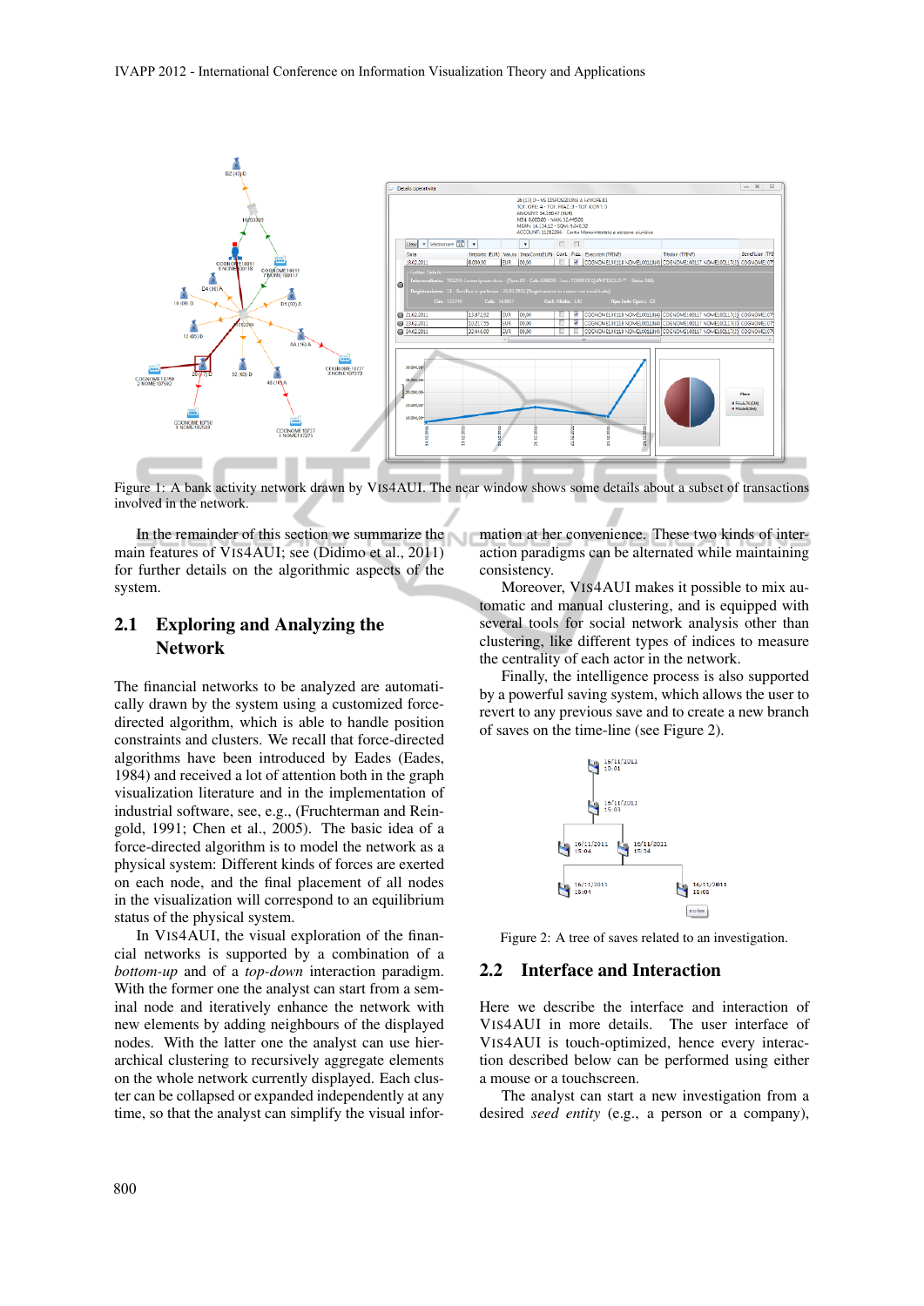Figure 1: A bank activity network drawn by VIS4AUI. The near window shows some details about a subset of transactions involved in the network.

In the remainder of this section we summarize the main features of VIS4AUI; see (Didimo et al., 2011) for further details on the algorithmic aspects of the system.

## 2.1 Exploring and Analyzing the Network

The financial networks to be analyzed are automatically drawn by the system using a customized force-directed algorithm, which is able to handle position constraints and clusters. We recall that force-directed algorithms have been introduced by Eades (Eades, 1984) and received a lot of attention both in the graph visualization literature and in the implementation of industrial software, see, e.g., (Fruchterman and Reingold, 1991; Chen et al., 2005). The basic idea of a force-directed algorithm is to model the network as a physical system: Different kinds of forces are exerted on each node, and the final placement of all nodes in the visualization will correspond to an equilibrium status of the physical system.

In VIS4AUI, the visual exploration of the financial networks is supported by a combination of a *bottom-up* and of a *top-down* interaction paradigm. With the former one the analyst can start from a seminal node and iteratively enhance the network with new elements by adding neighbours of the displayed nodes. With the latter one the analyst can use hierarchical clustering to recursively aggregate elements on the whole network currently displayed. Each cluster can be collapsed or expanded independently at any time, so that the analyst can simplify the visual information at her convenience. These two kinds of interaction paradigms can be alternated while maintaining consistency.

Moreover, VIS4AUI makes it possible to mix automatic and manual clustering, and is equipped with several tools for social network analysis other than clustering, like different types of indices to measure the centrality of each actor in the network.

Finally, the intelligence process is also supported by a powerful saving system, which allows the user to revert to any previous save and to create a new branch of saves on the time-line (see Figure 2).

Figure 2: A tree of saves related to an investigation.

## 2.2 Interface and Interaction

Here we describe the interface and interaction of VIS4AUI in more details. The user interface of VIS4AUI is touch-optimized, hence every interaction described below can be performed using either a mouse or a touchscreen.

The analyst can start a new investigation from a desired *seed entity* (e.g., a person or a company),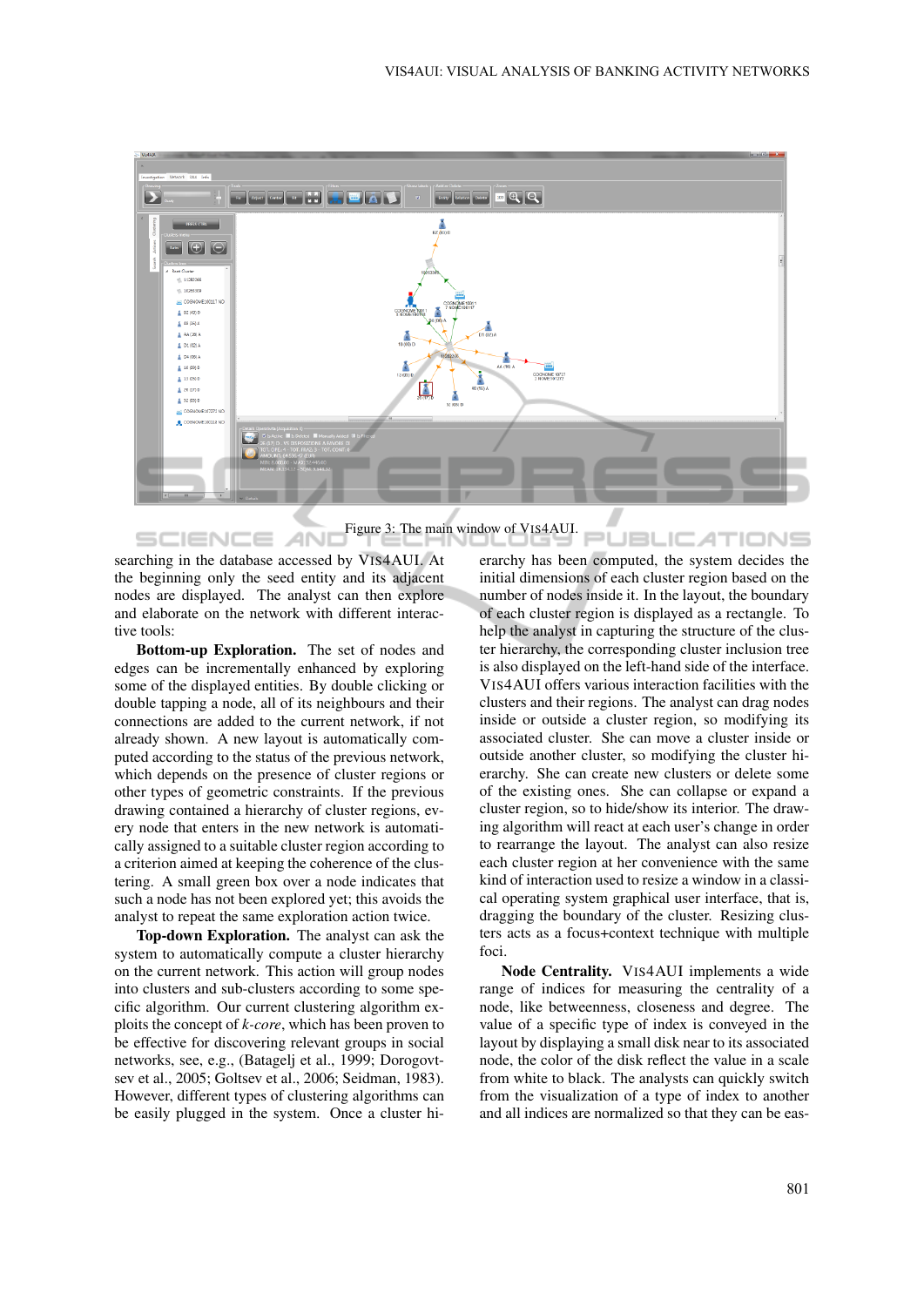Figure 3: The main window of VIS4AUI.

searching in the database accessed by VIS4AUI. At the beginning only the seed entity and its adjacent nodes are displayed. The analyst can then explore and elaborate on the network with different interactive tools:

**Bottom-up Exploration.** The set of nodes and edges can be incrementally enhanced by exploring some of the displayed entities. By double clicking or double tapping a node, all of its neighbours and their connections are added to the current network, if not already shown. A new layout is automatically computed according to the status of the previous network, which depends on the presence of cluster regions or other types of geometric constraints. If the previous drawing contained a hierarchy of cluster regions, every node that enters in the new network is automatically assigned to a suitable cluster region according to a criterion aimed at keeping the coherence of the clustering. A small green box over a node indicates that such a node has not been explored yet; this avoids the analyst to repeat the same exploration action twice.

**Top-down Exploration.** The analyst can ask the system to automatically compute a cluster hierarchy on the current network. This action will group nodes into clusters and sub-clusters according to some specific algorithm. Our current clustering algorithm exploits the concept of *k-core*, which has been proven to be effective for discovering relevant groups in social networks, see, e.g., (Batagelj et al., 1999; Dorogovtsev et al., 2005; Goltsev et al., 2006; Seidman, 1983). However, different types of clustering algorithms can be easily plugged in the system. Once a cluster hierarchy has been computed, the system decides the initial dimensions of each cluster region based on the number of nodes inside it. In the layout, the boundary of each cluster region is displayed as a rectangle. To help the analyst in capturing the structure of the cluster hierarchy, the corresponding cluster inclusion tree is also displayed on the left-hand side of the interface. VIS4AUI offers various interaction facilities with the clusters and their regions. The analyst can drag nodes inside or outside a cluster region, so modifying its associated cluster. She can move a cluster inside or outside another cluster, so modifying the cluster hierarchy. She can create new clusters or delete some of the existing ones. She can collapse or expand a cluster region, so to hide/show its interior. The drawing algorithm will react at each user's change in order to rearrange the layout. The analyst can also resize each cluster region at her convenience with the same kind of interaction used to resize a window in a classical operating system graphical user interface, that is, dragging the boundary of the cluster. Resizing clusters acts as a focus+context technique with multiple foci.

**Node Centrality.** VIS4AUI implements a wide range of indices for measuring the centrality of a node, like betweenness, closeness and degree. The value of a specific type of index is conveyed in the layout by displaying a small disk near to its associated node, the color of the disk reflect the value in a scale from white to black. The analysts can quickly switch from the visualization of a type of index to another and all indices are normalized so that they can be eas-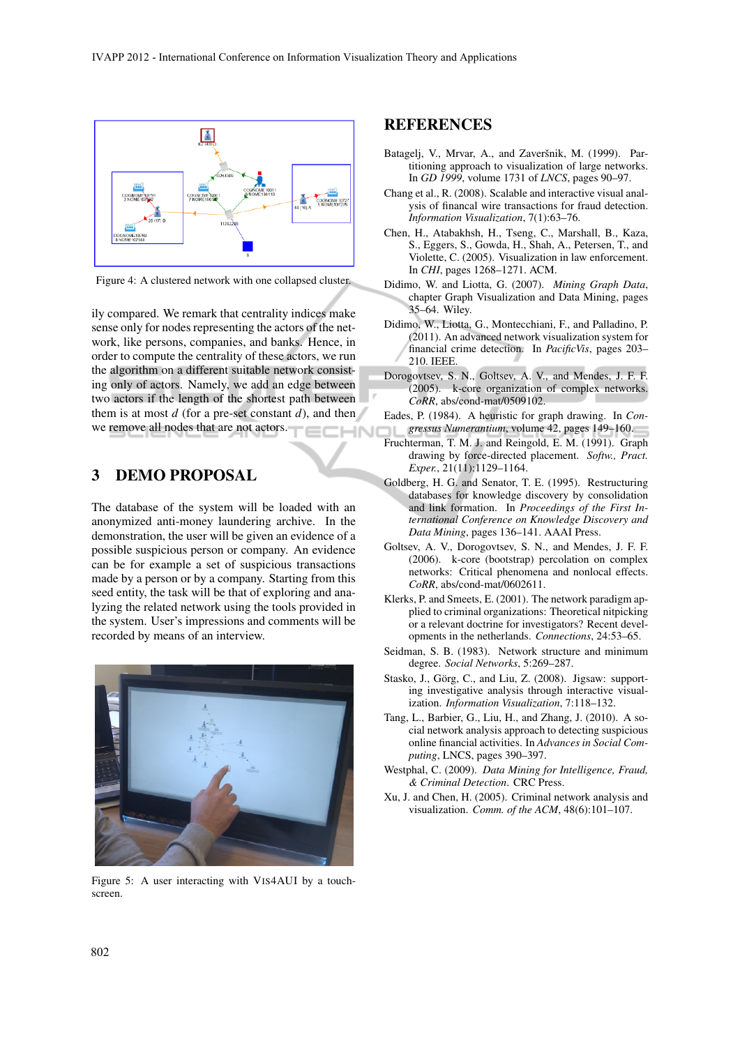Figure 4: A clustered network with one collapsed cluster.

ily compared. We remark that centrality indices make sense only for nodes representing the actors of the network, like persons, companies, and banks. Hence, in order to compute the centrality of these actors, we run the algorithm on a different suitable network consisting only of actors. Namely, we add an edge between two actors if the length of the shortest path between them is at most $d$ (for a pre-set constant $d$), and then we remove all nodes that are not actors.

## 3 DEMO PROPOSAL

The database of the system will be loaded with an anonymized anti-money laundering archive. In the demonstration, the user will be given an evidence of a possible suspicious person or company. An evidence can be for example a set of suspicious transactions made by a person or by a company. Starting from this seed entity, the task will be that of exploring and analyzing the related network using the tools provided in the system. User's impressions and comments will be recorded by means of an interview.

Figure 5: A user interacting with VIS4AUI by a touch-screen.

## REFERENCES

Batagelj, V., Mrvar, A., and Zaveršnik, M. (1999). Partitioning approach to visualization of large networks. In *GD 1999*, volume 1731 of *LNCS*, pages 90–97.

Chang et al., R. (2008). Scalable and interactive visual analysis of financal wire transactions for fraud detection. *Information Visualization*, 7(1):63–76.

Chen, H., Atabakhsh, H., Tseng, C., Marshall, B., Kaza, S., Eggers, S., Gowda, H., Shah, A., Petersen, T., and Violette, C. (2005). Visualization in law enforcement. In *CHI*, pages 1268–1271. ACM.

Didimo, W. and Liotta, G. (2007). *Mining Graph Data*, chapter Graph Visualization and Data Mining, pages 35–64. Wiley.

Didimo, W., Liotta, G., Montecchiani, F., and Palladino, P. (2011). An advanced network visualization system for financial crime detection. In *PacificVis*, pages 203–210. IEEE.

Dorogovtsev, S. N., Goltsev, A. V., and Mendes, J. F. F. (2005). k-core organization of complex networks. *CoRR*, abs/cond-mat/0509102.

Eades, P. (1984). A heuristic for graph drawing. In *Congressus Numerantium*, volume 42, pages 149–160.

Fruchterman, T. M. J. and Reingold, E. M. (1991). Graph drawing by force-directed placement. *Softw., Pract. Exper.*, 21(11):1129–1164.

Goldberg, H. G. and Senator, T. E. (1995). Restructuring databases for knowledge discovery by consolidation and link formation. In *Proceedings of the First International Conference on Knowledge Discovery and Data Mining*, pages 136–141. AAAI Press.

Goltsev, A. V., Dorogovtsev, S. N., and Mendes, J. F. F. (2006). k-core (bootstrap) percolation on complex networks: Critical phenomena and nonlocal effects. *CoRR*, abs/cond-mat/0602611.

Klerks, P. and Smeets, E. (2001). The network paradigm applied to criminal organizations: Theoretical nitpicking or a relevant doctrine for investigators? Recent developments in the netherlands. *Connections*, 24:53–65.

Seidman, S. B. (1983). Network structure and minimum degree. *Social Networks*, 5:269–287.

Stasko, J., Görg, C., and Liu, Z. (2008). Jigsaw: supporting investigative analysis through interactive visualization. *Information Visualization*, 7:118–132.

Tang, L., Barbier, G., Liu, H., and Zhang, J. (2010). A social network analysis approach to detecting suspicious online financial activities. In *Advances in Social Computing*, LNCS, pages 390–397.

Westphal, C. (2009). *Data Mining for Intelligence, Fraud, & Criminal Detection*. CRC Press.

Xu, J. and Chen, H. (2005). Criminal network analysis and visualization. *Comm. of the ACM*, 48(6):101–107.